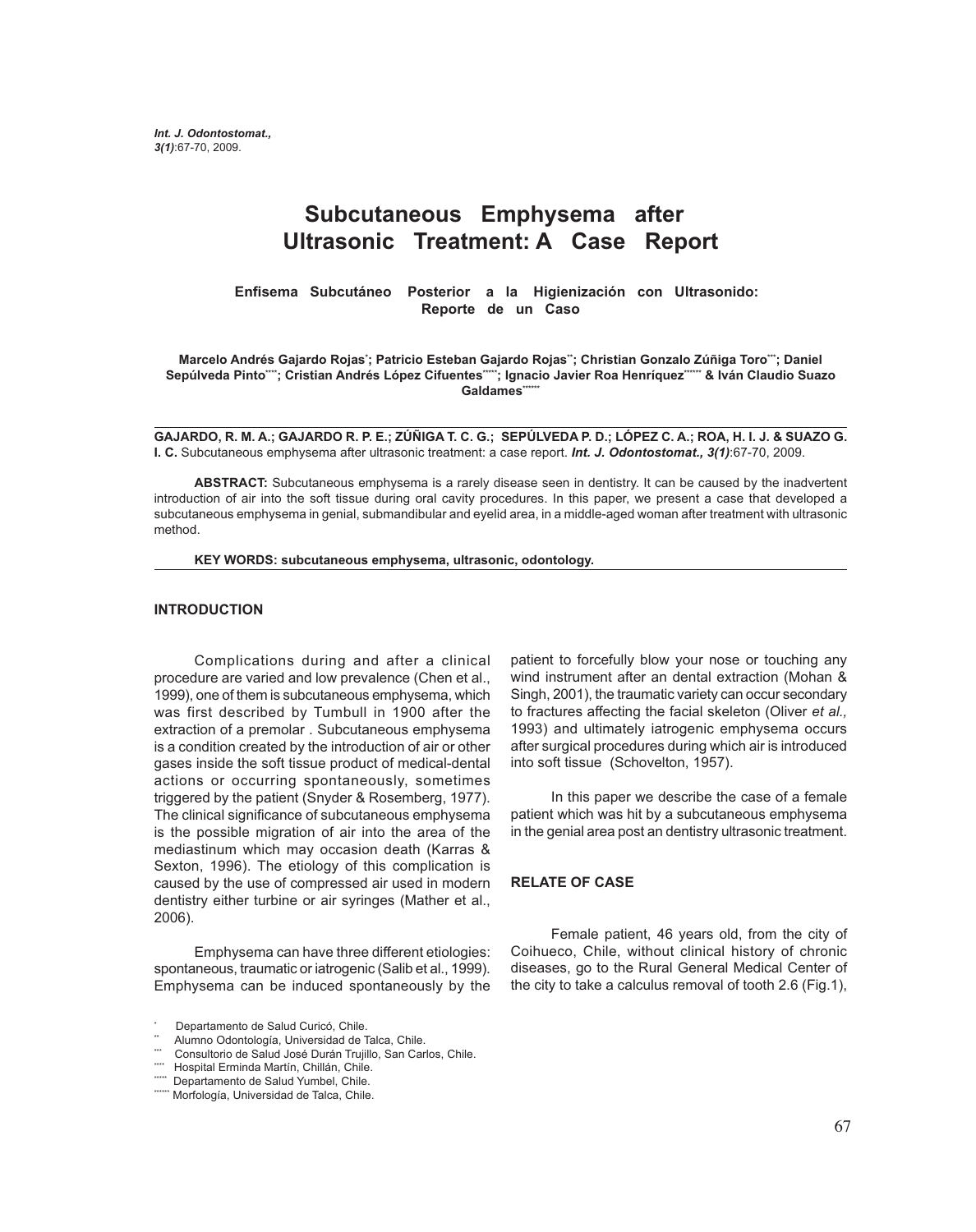# Subcutaneous Emphysema after Ultrasonic Treatment: A Case Report

**Enfisema Subcutáneo Posterior a la Higienización con Ultrasonido: Reporte de un Caso**

**Marcelo Andrés Gajardo Rojas[*]; Patricio Esteban Gajardo Rojas[**]; Christian Gonzalo Zúñiga Toro[***]; Daniel Sepúlveda Pinto[****]; Cristian Andrés López Cifuentes[*****]; Ignacio Javier Roa Henríquez[******] & Iván Claudio Suazo Galdames[******]**

**GAJARDO, R. M. A.; GAJARDO R. P. E.; ZÚÑIGA T. C. G.; SEPÚLVEDA P. D.; LÓPEZ C. A.; ROA, H. I. J. & SUAZO G. I. C.** Subcutaneous emphysema after ultrasonic treatment: a case report. ***Int. J. Odontostomat., 3(1)***:67-70, 2009.

**ABSTRACT:** Subcutaneous emphysema is a rarely disease seen in dentistry. It can be caused by the inadvertent introduction of air into the soft tissue during oral cavity procedures. In this paper, we present a case that developed a subcutaneous emphysema in genial, submandibular and eyelid area, in a middle-aged woman after treatment with ultrasonic method.

**KEY WORDS: subcutaneous emphysema, ultrasonic, odontology.**

## INTRODUCTION

Complications during and after a clinical procedure are varied and low prevalence (Chen et al., 1999), one of them is subcutaneous emphysema, which was first described by Tumbull in 1900 after the extraction of a premolar . Subcutaneous emphysema is a condition created by the introduction of air or other gases inside the soft tissue product of medical-dental actions or occurring spontaneously, sometimes triggered by the patient (Snyder & Rosemberg, 1977). The clinical significance of subcutaneous emphysema is the possible migration of air into the area of the mediastinum which may occasion death (Karras & Sexton, 1996). The etiology of this complication is caused by the use of compressed air used in modern dentistry either turbine or air syringes (Mather et al., 2006).

Emphysema can have three different etiologies: spontaneous, traumatic or iatrogenic (Salib et al., 1999). Emphysema can be induced spontaneously by the patient to forcefully blow your nose or touching any wind instrument after an dental extraction (Mohan & Singh, 2001), the traumatic variety can occur secondary to fractures affecting the facial skeleton (Oliver *et al.,* 1993) and ultimately iatrogenic emphysema occurs after surgical procedures during which air is introduced into soft tissue (Schovelton, 1957).

In this paper we describe the case of a female patient which was hit by a subcutaneous emphysema in the genial area post an dentistry ultrasonic treatment.

## RELATE OF CASE

Female patient, 46 years old, from the city of Coihueco, Chile, without clinical history of chronic diseases, go to the Rural General Medical Center of the city to take a calculus removal of tooth 2.6 (Fig.1),

---

[*] Departamento de Salud Curicó, Chile.
[**] Alumno Odontología, Universidad de Talca, Chile.
[***] Consultorio de Salud José Durán Trujillo, San Carlos, Chile.
[****] Hospital Erminda Martín, Chillán, Chile.
[*****] Departamento de Salud Yumbel, Chile.
[******] Morfología, Universidad de Talca, Chile.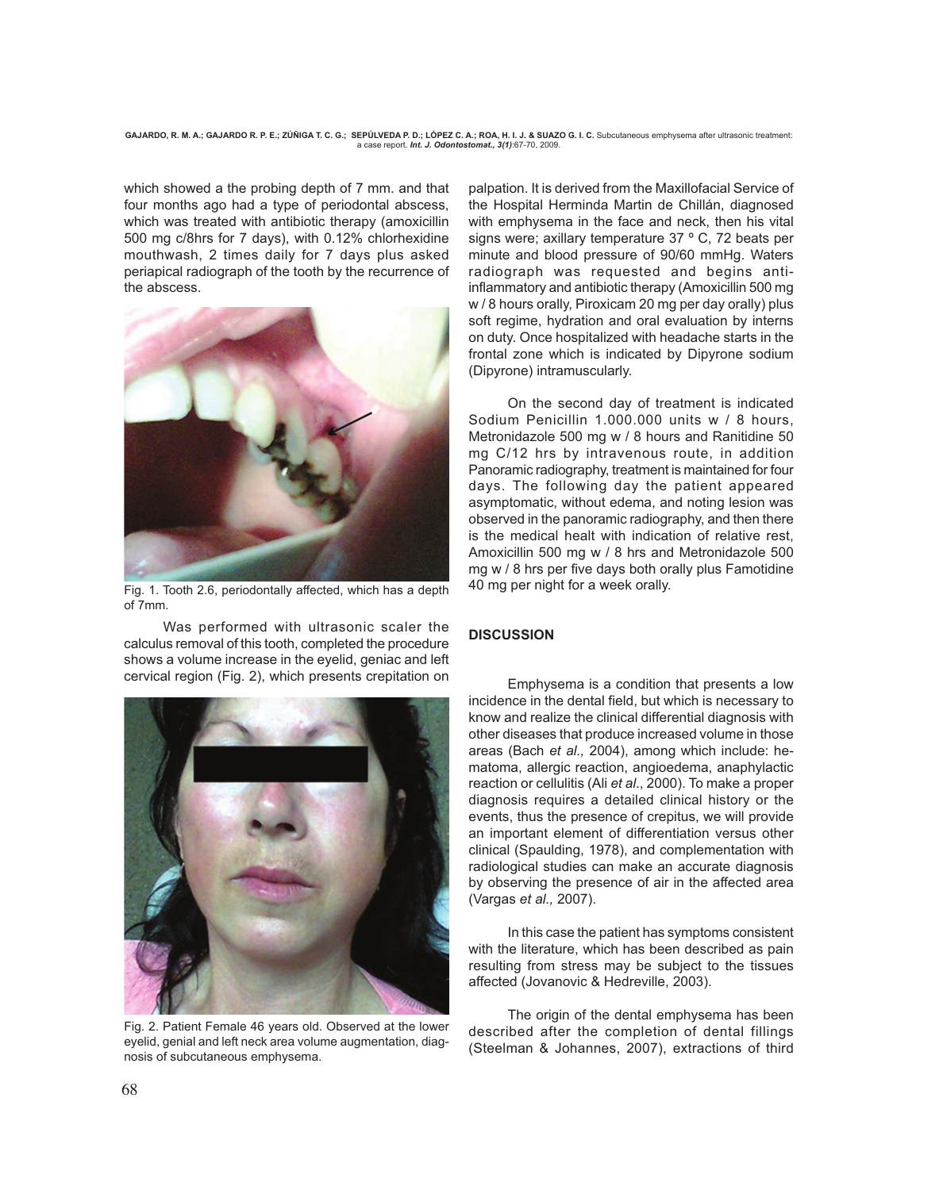which showed a the probing depth of 7 mm. and that four months ago had a type of periodontal abscess, which was treated with antibiotic therapy (amoxicillin 500 mg c/8hrs for 7 days), with 0.12% chlorhexidine mouthwash, 2 times daily for 7 days plus asked periapical radiograph of the tooth by the recurrence of the abscess.

Fig. 1. Tooth 2.6, periodontally affected, which has a depth of 7mm.

Was performed with ultrasonic scaler the calculus removal of this tooth, completed the procedure shows a volume increase in the eyelid, geniac and left cervical region (Fig. 2), which presents crepitation on palpation. It is derived from the Maxillofacial Service of the Hospital Herminda Martin de Chillán, diagnosed with emphysema in the face and neck, then his vital signs were; axillary temperature 37 º C, 72 beats per minute and blood pressure of 90/60 mmHg. Waters radiograph was requested and begins anti-inflammatory and antibiotic therapy (Amoxicillin 500 mg w / 8 hours orally, Piroxicam 20 mg per day orally) plus soft regime, hydration and oral evaluation by interns on duty. Once hospitalized with headache starts in the frontal zone which is indicated by Dipyrone sodium (Dipyrone) intramuscularly.

Fig. 2. Patient Female 46 years old. Observed at the lower eyelid, genial and left neck area volume augmentation, diagnosis of subcutaneous emphysema.

On the second day of treatment is indicated Sodium Penicillin 1.000.000 units w / 8 hours, Metronidazole 500 mg w / 8 hours and Ranitidine 50 mg C/12 hrs by intravenous route, in addition Panoramic radiography, treatment is maintained for four days. The following day the patient appeared asymptomatic, without edema, and noting lesion was observed in the panoramic radiography, and then there is the medical healt with indication of relative rest, Amoxicillin 500 mg w / 8 hrs and Metronidazole 500 mg w / 8 hrs per five days both orally plus Famotidine 40 mg per night for a week orally.

## DISCUSSION

Emphysema is a condition that presents a low incidence in the dental field, but which is necessary to know and realize the clinical differential diagnosis with other diseases that produce increased volume in those areas (Bach *et al.,* 2004), among which include: hematoma, allergic reaction, angioedema, anaphylactic reaction or cellulitis (Ali *et al*., 2000). To make a proper diagnosis requires a detailed clinical history or the events, thus the presence of crepitus, we will provide an important element of differentiation versus other clinical (Spaulding, 1978), and complementation with radiological studies can make an accurate diagnosis by observing the presence of air in the affected area (Vargas *et al.,* 2007).

In this case the patient has symptoms consistent with the literature, which has been described as pain resulting from stress may be subject to the tissues affected (Jovanovic & Hedreville, 2003).

The origin of the dental emphysema has been described after the completion of dental fillings (Steelman & Johannes, 2007), extractions of third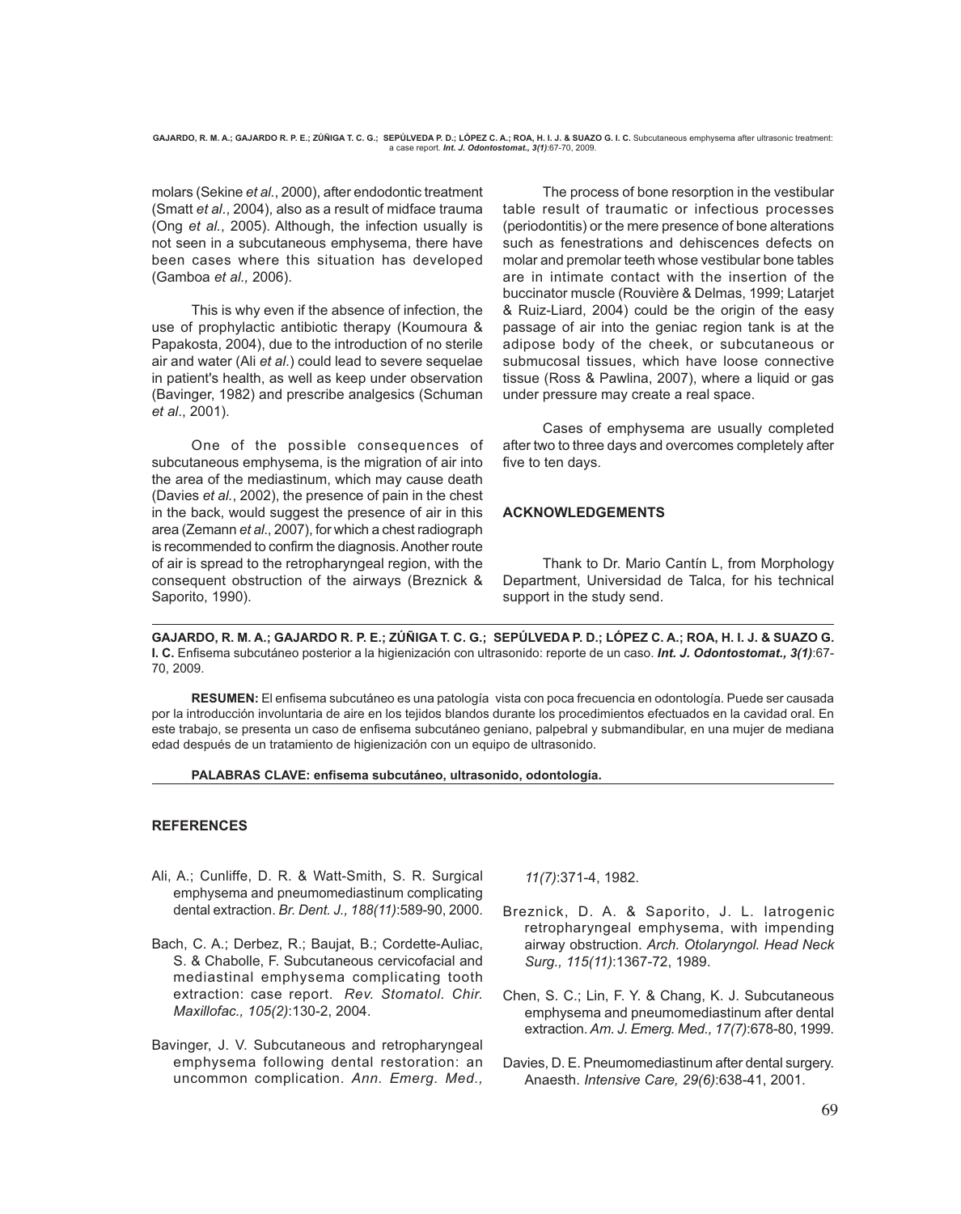molars (Sekine *et al.*, 2000), after endodontic treatment (Smatt *et al*., 2004), also as a result of midface trauma (Ong *et al.*, 2005). Although, the infection usually is not seen in a subcutaneous emphysema, there have been cases where this situation has developed (Gamboa *et al.,* 2006).

This is why even if the absence of infection, the use of prophylactic antibiotic therapy (Koumoura & Papakosta, 2004), due to the introduction of no sterile air and water (Ali *et al*.) could lead to severe sequelae in patient's health, as well as keep under observation (Bavinger, 1982) and prescribe analgesics (Schuman *et al*., 2001).

One of the possible consequences of subcutaneous emphysema, is the migration of air into the area of the mediastinum, which may cause death (Davies *et al.*, 2002), the presence of pain in the chest in the back, would suggest the presence of air in this area (Zemann *et al*., 2007), for which a chest radiograph is recommended to confirm the diagnosis. Another route of air is spread to the retropharyngeal region, with the consequent obstruction of the airways (Breznick & Saporito, 1990).

The process of bone resorption in the vestibular table result of traumatic or infectious processes (periodontitis) or the mere presence of bone alterations such as fenestrations and dehiscences defects on molar and premolar teeth whose vestibular bone tables are in intimate contact with the insertion of the buccinator muscle (Rouvière & Delmas, 1999; Latarjet & Ruiz-Liard, 2004) could be the origin of the easy passage of air into the geniac region tank is at the adipose body of the cheek, or subcutaneous or submucosal tissues, which have loose connective tissue (Ross & Pawlina, 2007), where a liquid or gas under pressure may create a real space.

Cases of emphysema are usually completed after two to three days and overcomes completely after five to ten days.

## ACKNOWLEDGEMENTS

Thank to Dr. Mario Cantín L, from Morphology Department, Universidad de Talca, for his technical support in the study send.

---

**GAJARDO, R. M. A.; GAJARDO R. P. E.; ZÚÑIGA T. C. G.; SEPÚLVEDA P. D.; LÓPEZ C. A.; ROA, H. I. J. & SUAZO G. I. C.** Enfisema subcutáneo posterior a la higienización con ultrasonido: reporte de un caso. ***Int. J. Odontostomat., 3(1)***:67-70, 2009.

**RESUMEN:** El enfisema subcutáneo es una patología vista con poca frecuencia en odontología. Puede ser causada por la introducción involuntaria de aire en los tejidos blandos durante los procedimientos efectuados en la cavidad oral. En este trabajo, se presenta un caso de enfisema subcutáneo geniano, palpebral y submandibular, en una mujer de mediana edad después de un tratamiento de higienización con un equipo de ultrasonido.

**PALABRAS CLAVE: enfisema subcutáneo, ultrasonido, odontología.**

---

## REFERENCES

Ali, A.; Cunliffe, D. R. & Watt-Smith, S. R. Surgical emphysema and pneumomediastinum complicating dental extraction. *Br. Dent. J., 188(11)*:589-90, 2000.

Bach, C. A.; Derbez, R.; Baujat, B.; Cordette-Auliac, S. & Chabolle, F. Subcutaneous cervicofacial and mediastinal emphysema complicating tooth extraction: case report. *Rev. Stomatol. Chir. Maxillofac., 105(2)*:130-2, 2004.

Bavinger, J. V. Subcutaneous and retropharyngeal emphysema following dental restoration: an uncommon complication. *Ann. Emerg. Med., 11(7)*:371-4, 1982.

Breznick, D. A. & Saporito, J. L. Iatrogenic retropharyngeal emphysema, with impending airway obstruction. *Arch. Otolaryngol. Head Neck Surg., 115(11)*:1367-72, 1989.

Chen, S. C.; Lin, F. Y. & Chang, K. J. Subcutaneous emphysema and pneumomediastinum after dental extraction. *Am. J. Emerg. Med., 17(7)*:678-80, 1999.

Davies, D. E. Pneumomediastinum after dental surgery. Anaesth. *Intensive Care, 29(6)*:638-41, 2001.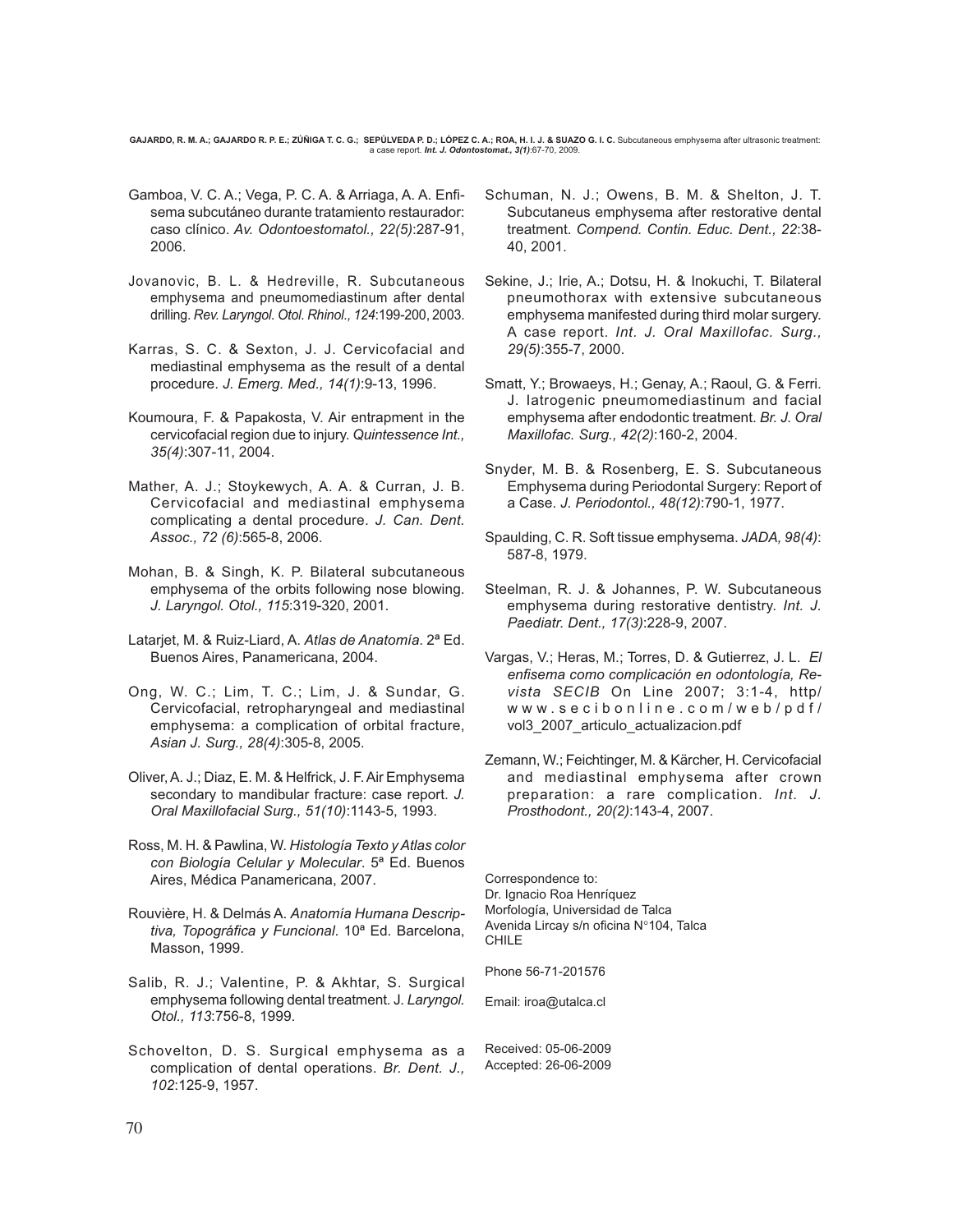Gamboa, V. C. A.; Vega, P. C. A. & Arriaga, A. A. Enfisema subcutáneo durante tratamiento restaurador: caso clínico. *Av. Odontoestomatol., 22(5)*:287-91, 2006.

Jovanovic, B. L. & Hedreville, R. Subcutaneous emphysema and pneumomediastinum after dental drilling. *Rev. Laryngol. Otol. Rhinol., 124*:199-200, 2003.

Karras, S. C. & Sexton, J. J. Cervicofacial and mediastinal emphysema as the result of a dental procedure. *J. Emerg. Med., 14(1)*:9-13, 1996.

Koumoura, F. & Papakosta, V. Air entrapment in the cervicofacial region due to injury. *Quintessence Int., 35(4)*:307-11, 2004.

Mather, A. J.; Stoykewych, A. A. & Curran, J. B. Cervicofacial and mediastinal emphysema complicating a dental procedure. *J. Can. Dent. Assoc., 72 (6)*:565-8, 2006.

Mohan, B. & Singh, K. P. Bilateral subcutaneous emphysema of the orbits following nose blowing. *J. Laryngol. Otol., 115*:319-320, 2001.

Latarjet, M. & Ruiz-Liard, A. *Atlas de Anatomía*. 2ª Ed. Buenos Aires, Panamericana, 2004.

Ong, W. C.; Lim, T. C.; Lim, J. & Sundar, G. Cervicofacial, retropharyngeal and mediastinal emphysema: a complication of orbital fracture, *Asian J. Surg., 28(4)*:305-8, 2005.

Oliver, A. J.; Diaz, E. M. & Helfrick, J. F. Air Emphysema secondary to mandibular fracture: case report. *J. Oral Maxillofacial Surg., 51(10)*:1143-5, 1993.

Ross, M. H. & Pawlina, W. *Histología Texto y Atlas color con Biología Celular y Molecular*. 5ª Ed. Buenos Aires, Médica Panamericana, 2007.

Rouvière, H. & Delmás A. *Anatomía Humana Descriptiva, Topográfica y Funcional*. 10ª Ed. Barcelona, Masson, 1999.

Salib, R. J.; Valentine, P. & Akhtar, S. Surgical emphysema following dental treatment. J. *Laryngol. Otol., 113*:756-8, 1999.

Schovelton, D. S. Surgical emphysema as a complication of dental operations. *Br. Dent. J., 102*:125-9, 1957.

Schuman, N. J.; Owens, B. M. & Shelton, J. T. Subcutaneus emphysema after restorative dental treatment. *Compend. Contin. Educ. Dent., 22*:38-40, 2001.

Sekine, J.; Irie, A.; Dotsu, H. & Inokuchi, T. Bilateral pneumothorax with extensive subcutaneous emphysema manifested during third molar surgery. A case report. *Int. J. Oral Maxillofac. Surg., 29(5)*:355-7, 2000.

Smatt, Y.; Browaeys, H.; Genay, A.; Raoul, G. & Ferri. J. Iatrogenic pneumomediastinum and facial emphysema after endodontic treatment. *Br. J. Oral Maxillofac. Surg., 42(2)*:160-2, 2004.

Snyder, M. B. & Rosenberg, E. S. Subcutaneous Emphysema during Periodontal Surgery: Report of a Case. *J. Periodontol., 48(12)*:790-1, 1977.

Spaulding, C. R. Soft tissue emphysema. *JADA, 98(4)*: 587-8, 1979.

Steelman, R. J. & Johannes, P. W. Subcutaneous emphysema during restorative dentistry. *Int. J. Paediatr. Dent., 17(3)*:228-9, 2007.

Vargas, V.; Heras, M.; Torres, D. & Gutierrez, J. L. *El enfisema como complicación en odontología, Revista SECIB* On Line 2007; 3:1-4, http/ www.secibonline.com/web/pdf/ vol3_2007_articulo_actualizacion.pdf

Zemann, W.; Feichtinger, M. & Kärcher, H. Cervicofacial and mediastinal emphysema after crown preparation: a rare complication. *Int. J. Prosthodont., 20(2)*:143-4, 2007.

Correspondence to:
Dr. Ignacio Roa Henríquez
Morfología, Universidad de Talca
Avenida Lircay s/n oficina N°104, Talca
CHILE

Phone 56-71-201576

Email: iroa@utalca.cl

Received: 05-06-2009
Accepted: 26-06-2009